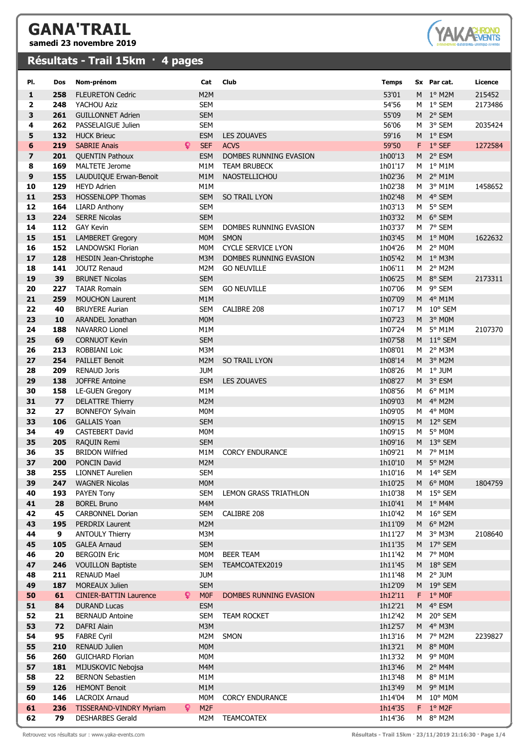# GANA'TRAIL

**samedi 23 novembre 2019**

## Résultats - Trail 15km · 4 pages

| Pl. | Dos | Nom-prénom | Cat | Club | Temps | Sx | Par cat. | Licence |
|---|---|---|---|---|---|---|---|---|
| 1 | 258 | FLEURETON Cedric | M2M | | 53'01 | M | 1° M2M | 215452 |
| 2 | 248 | YACHOU Aziz | SEM | | 54'56 | M | 1° SEM | 2173486 |
| 3 | 261 | GUILLONNET Adrien | SEM | | 55'09 | M | 2° SEM | |
| 4 | 262 | PASSELAIGUE Julien | SEM | | 56'06 | M | 3° SEM | 2035424 |
| 5 | 132 | HUCK Brieuc | ESM | LES ZOUAVES | 59'16 | M | 1° ESM | |
| 6 | 219 | SABRIE Anais | SEF | ACVS | 59'50 | F | 1° SEF | 1272584 |
| 7 | 201 | QUENTIN Pathoux | ESM | DOMBES RUNNING EVASION | 1h00'13 | M | 2° ESM | |
| 8 | 169 | MALTETE Jerome | M1M | TEAM BRUBECK | 1h01'17 | M | 1° M1M | |
| 9 | 155 | LAUDUIQUE Erwan-Benoit | M1M | NAOSTELLICHOU | 1h02'36 | M | 2° M1M | |
| 10 | 129 | HEYD Adrien | M1M | | 1h02'38 | M | 3° M1M | 1458652 |
| 11 | 253 | HOSSENLOPP Thomas | SEM | SO TRAIL LYON | 1h02'48 | M | 4° SEM | |
| 12 | 164 | LIARD Anthony | SEM | | 1h03'13 | M | 5° SEM | |
| 13 | 224 | SERRE Nicolas | SEM | | 1h03'32 | M | 6° SEM | |
| 14 | 112 | GAY Kevin | SEM | DOMBES RUNNING EVASION | 1h03'37 | M | 7° SEM | |
| 15 | 151 | LAMBERET Gregory | M0M | SMON | 1h03'45 | M | 1° M0M | 1622632 |
| 16 | 152 | LANDOWSKI Florian | M0M | CYCLE SERVICE LYON | 1h04'26 | M | 2° M0M | |
| 17 | 128 | HESDIN Jean-Christophe | M3M | DOMBES RUNNING EVASION | 1h05'42 | M | 1° M3M | |
| 18 | 141 | JOUTZ Renaud | M2M | GO NEUVILLE | 1h06'11 | M | 2° M2M | |
| 19 | 39 | BRUNET Nicolas | SEM | | 1h06'25 | M | 8° SEM | 2173311 |
| 20 | 227 | TAIAR Romain | SEM | GO NEUVILLE | 1h07'06 | M | 9° SEM | |
| 21 | 259 | MOUCHON Laurent | M1M | | 1h07'09 | M | 4° M1M | |
| 22 | 40 | BRUYERE Aurian | SEM | CALIBRE 208 | 1h07'17 | M | 10° SEM | |
| 23 | 10 | ARANDEL Jonathan | M0M | | 1h07'23 | M | 3° M0M | |
| 24 | 188 | NAVARRO Lionel | M1M | | 1h07'24 | M | 5° M1M | 2107370 |
| 25 | 69 | CORNUOT Kevin | SEM | | 1h07'58 | M | 11° SEM | |
| 26 | 213 | ROBBIANI Loic | M3M | | 1h08'01 | M | 2° M3M | |
| 27 | 254 | PAILLET Benoit | M2M | SO TRAIL LYON | 1h08'14 | M | 3° M2M | |
| 28 | 209 | RENAUD Joris | JUM | | 1h08'26 | M | 1° JUM | |
| 29 | 138 | JOFFRE Antoine | ESM | LES ZOUAVES | 1h08'27 | M | 3° ESM | |
| 30 | 158 | LE-GUEN Gregory | M1M | | 1h08'56 | M | 6° M1M | |
| 31 | 77 | DELATTRE Thierry | M2M | | 1h09'03 | M | 4° M2M | |
| 32 | 27 | BONNEFOY Sylvain | M0M | | 1h09'05 | M | 4° M0M | |
| 33 | 106 | GALLAIS Yoan | SEM | | 1h09'15 | M | 12° SEM | |
| 34 | 49 | CASTEBERT David | M0M | | 1h09'15 | M | 5° M0M | |
| 35 | 205 | RAQUIN Remi | SEM | | 1h09'16 | M | 13° SEM | |
| 36 | 35 | BRIDON Wilfried | M1M | CORCY ENDURANCE | 1h09'21 | M | 7° M1M | |
| 37 | 200 | PONCIN David | M2M | | 1h10'10 | M | 5° M2M | |
| 38 | 255 | LIONNET Aurelien | SEM | | 1h10'16 | M | 14° SEM | |
| 39 | 247 | WAGNER Nicolas | M0M | | 1h10'25 | M | 6° M0M | 1804759 |
| 40 | 193 | PAYEN Tony | SEM | LEMON GRASS TRIATHLON | 1h10'38 | M | 15° SEM | |
| 41 | 28 | BOREL Bruno | M4M | | 1h10'41 | M | 1° M4M | |
| 42 | 45 | CARBONNEL Dorian | SEM | CALIBRE 208 | 1h10'42 | M | 16° SEM | |
| 43 | 195 | PERDRIX Laurent | M2M | | 1h11'09 | M | 6° M2M | |
| 44 | 9 | ANTOULY Thierry | M3M | | 1h11'27 | M | 3° M3M | 2108640 |
| 45 | 105 | GALEA Arnaud | SEM | | 1h11'35 | M | 17° SEM | |
| 46 | 20 | BERGOIN Eric | M0M | BEER TEAM | 1h11'42 | M | 7° M0M | |
| 47 | 246 | VOUILLON Baptiste | SEM | TEAMCOATEX2019 | 1h11'45 | M | 18° SEM | |
| 48 | 211 | RENAUD Mael | JUM | | 1h11'48 | M | 2° JUM | |
| 49 | 187 | MOREAUX Julien | SEM | | 1h12'09 | M | 19° SEM | |
| 50 | 61 | CINIER-BATTIN Laurence | M0F | DOMBES RUNNING EVASION | 1h12'11 | F | 1° M0F | |
| 51 | 84 | DURAND Lucas | ESM | | 1h12'21 | M | 4° ESM | |
| 52 | 21 | BERNAUD Antoine | SEM | TEAM ROCKET | 1h12'42 | M | 20° SEM | |
| 53 | 72 | DAFRI Alain | M3M | | 1h12'57 | M | 4° M3M | |
| 54 | 95 | FABRE Cyril | M2M | SMON | 1h13'16 | M | 7° M2M | 2239827 |
| 55 | 210 | RENAUD Julien | M0M | | 1h13'21 | M | 8° M0M | |
| 56 | 260 | GUICHARD Florian | M0M | | 1h13'32 | M | 9° M0M | |
| 57 | 181 | MIJUSKOVIC Nebojsa | M4M | | 1h13'46 | M | 2° M4M | |
| 58 | 22 | BERNON Sebastien | M1M | | 1h13'48 | M | 8° M1M | |
| 59 | 126 | HEMONT Benoit | M1M | | 1h13'49 | M | 9° M1M | |
| 60 | 146 | LACROIX Arnaud | M0M | CORCY ENDURANCE | 1h14'04 | M | 10° M0M | |
| 61 | 236 | TISSERAND-VINDRY Myriam | M2F | | 1h14'35 | F | 1° M2F | |
| 62 | 79 | DESHARBES Gerald | M2M | TEAMCOATEX | 1h14'36 | M | 8° M2M | |

Retrouvez vos résultats sur : www.yaka-events.com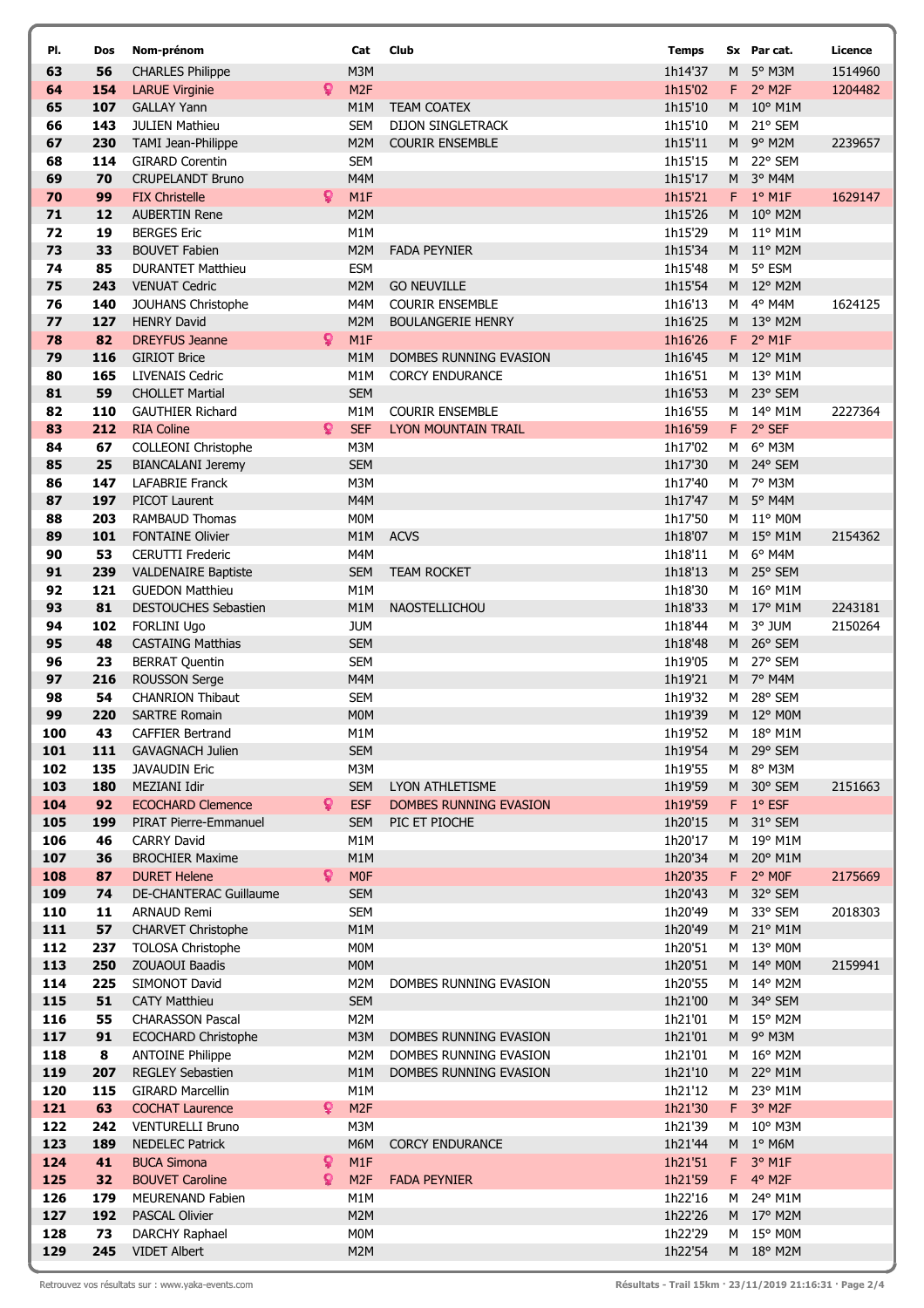| Pl. | Dos | Nom-prénom | Cat | Club | Temps | Sx | Par cat. | Licence |
|---|---|---|---|---|---|---|---|---|
| 63 | 56 | CHARLES Philippe | M3M | | 1h14'37 | M | 5° M3M | 1514960 |
| 64 | 154 | LARUE Virginie | M2F | | 1h15'02 | F | 2° M2F | 1204482 |
| 65 | 107 | GALLAY Yann | M1M | TEAM COATEX | 1h15'10 | M | 10° M1M | |
| 66 | 143 | JULIEN Mathieu | SEM | DIJON SINGLETRACK | 1h15'10 | M | 21° SEM | |
| 67 | 230 | TAMI Jean-Philippe | M2M | COURIR ENSEMBLE | 1h15'11 | M | 9° M2M | 2239657 |
| 68 | 114 | GIRARD Corentin | SEM | | 1h15'15 | M | 22° SEM | |
| 69 | 70 | CRUPELANDT Bruno | M4M | | 1h15'17 | M | 3° M4M | |
| 70 | 99 | FIX Christelle | M1F | | 1h15'21 | F | 1° M1F | 1629147 |
| 71 | 12 | AUBERTIN Rene | M2M | | 1h15'26 | M | 10° M2M | |
| 72 | 19 | BERGES Eric | M1M | | 1h15'29 | M | 11° M1M | |
| 73 | 33 | BOUVET Fabien | M2M | FADA PEYNIER | 1h15'34 | M | 11° M2M | |
| 74 | 85 | DURANTET Matthieu | ESM | | 1h15'48 | M | 5° ESM | |
| 75 | 243 | VENUAT Cedric | M2M | GO NEUVILLE | 1h15'54 | M | 12° M2M | |
| 76 | 140 | JOUHANS Christophe | M4M | COURIR ENSEMBLE | 1h16'13 | M | 4° M4M | 1624125 |
| 77 | 127 | HENRY David | M2M | BOULANGERIE HENRY | 1h16'25 | M | 13° M2M | |
| 78 | 82 | DREYFUS Jeanne | M1F | | 1h16'26 | F | 2° M1F | |
| 79 | 116 | GIRIOT Brice | M1M | DOMBES RUNNING EVASION | 1h16'45 | M | 12° M1M | |
| 80 | 165 | LIVENAIS Cedric | M1M | CORCY ENDURANCE | 1h16'51 | M | 13° M1M | |
| 81 | 59 | CHOLLET Martial | SEM | | 1h16'53 | M | 23° SEM | |
| 82 | 110 | GAUTHIER Richard | M1M | COURIR ENSEMBLE | 1h16'55 | M | 14° M1M | 2227364 |
| 83 | 212 | RIA Coline | SEF | LYON MOUNTAIN TRAIL | 1h16'59 | F | 2° SEF | |
| 84 | 67 | COLLEONI Christophe | M3M | | 1h17'02 | M | 6° M3M | |
| 85 | 25 | BIANCALANI Jeremy | SEM | | 1h17'30 | M | 24° SEM | |
| 86 | 147 | LAFABRIE Franck | M3M | | 1h17'40 | M | 7° M3M | |
| 87 | 197 | PICOT Laurent | M4M | | 1h17'47 | M | 5° M4M | |
| 88 | 203 | RAMBAUD Thomas | M0M | | 1h17'50 | M | 11° M0M | |
| 89 | 101 | FONTAINE Olivier | M1M | ACVS | 1h18'07 | M | 15° M1M | 2154362 |
| 90 | 53 | CERUTTI Frederic | M4M | | 1h18'11 | M | 6° M4M | |
| 91 | 239 | VALDENAIRE Baptiste | SEM | TEAM ROCKET | 1h18'13 | M | 25° SEM | |
| 92 | 121 | GUEDON Matthieu | M1M | | 1h18'30 | M | 16° M1M | |
| 93 | 81 | DESTOUCHES Sebastien | M1M | NAOSTELLICHOU | 1h18'33 | M | 17° M1M | 2243181 |
| 94 | 102 | FORLINI Ugo | JUM | | 1h18'44 | M | 3° JUM | 2150264 |
| 95 | 48 | CASTAING Matthias | SEM | | 1h18'48 | M | 26° SEM | |
| 96 | 23 | BERRAT Quentin | SEM | | 1h19'05 | M | 27° SEM | |
| 97 | 216 | ROUSSON Serge | M4M | | 1h19'21 | M | 7° M4M | |
| 98 | 54 | CHANRION Thibaut | SEM | | 1h19'32 | M | 28° SEM | |
| 99 | 220 | SARTRE Romain | M0M | | 1h19'39 | M | 12° M0M | |
| 100 | 43 | CAFFIER Bertrand | M1M | | 1h19'52 | M | 18° M1M | |
| 101 | 111 | GAVAGNACH Julien | SEM | | 1h19'54 | M | 29° SEM | |
| 102 | 135 | JAVAUDIN Eric | M3M | | 1h19'55 | M | 8° M3M | |
| 103 | 180 | MEZIANI Idir | SEM | LYON ATHLETISME | 1h19'59 | M | 30° SEM | 2151663 |
| 104 | 92 | ECOCHARD Clemence | ESF | DOMBES RUNNING EVASION | 1h19'59 | F | 1° ESF | |
| 105 | 199 | PIRAT Pierre-Emmanuel | SEM | PIC ET PIOCHE | 1h20'15 | M | 31° SEM | |
| 106 | 46 | CARRY David | M1M | | 1h20'17 | M | 19° M1M | |
| 107 | 36 | BROCHIER Maxime | M1M | | 1h20'34 | M | 20° M1M | |
| 108 | 87 | DURET Helene | M0F | | 1h20'35 | F | 2° M0F | 2175669 |
| 109 | 74 | DE-CHANTERAC Guillaume | SEM | | 1h20'43 | M | 32° SEM | |
| 110 | 11 | ARNAUD Remi | SEM | | 1h20'49 | M | 33° SEM | 2018303 |
| 111 | 57 | CHARVET Christophe | M1M | | 1h20'49 | M | 21° M1M | |
| 112 | 237 | TOLOSA Christophe | M0M | | 1h20'51 | M | 13° M0M | |
| 113 | 250 | ZOUAOUI Baadis | M0M | | 1h20'51 | M | 14° M0M | 2159941 |
| 114 | 225 | SIMONOT David | M2M | DOMBES RUNNING EVASION | 1h20'55 | M | 14° M2M | |
| 115 | 51 | CATY Matthieu | SEM | | 1h21'00 | M | 34° SEM | |
| 116 | 55 | CHARASSON Pascal | M2M | | 1h21'01 | M | 15° M2M | |
| 117 | 91 | ECOCHARD Christophe | M3M | DOMBES RUNNING EVASION | 1h21'01 | M | 9° M3M | |
| 118 | 8 | ANTOINE Philippe | M2M | DOMBES RUNNING EVASION | 1h21'01 | M | 16° M2M | |
| 119 | 207 | REGLEY Sebastien | M1M | DOMBES RUNNING EVASION | 1h21'10 | M | 22° M1M | |
| 120 | 115 | GIRARD Marcellin | M1M | | 1h21'12 | M | 23° M1M | |
| 121 | 63 | COCHAT Laurence | M2F | | 1h21'30 | F | 3° M2F | |
| 122 | 242 | VENTURELLI Bruno | M3M | | 1h21'39 | M | 10° M3M | |
| 123 | 189 | NEDELEC Patrick | M6M | CORCY ENDURANCE | 1h21'44 | M | 1° M6M | |
| 124 | 41 | BUCA Simona | M1F | | 1h21'51 | F | 3° M1F | |
| 125 | 32 | BOUVET Caroline | M2F | FADA PEYNIER | 1h21'59 | F | 4° M2F | |
| 126 | 179 | MEURENAND Fabien | M1M | | 1h22'16 | M | 24° M1M | |
| 127 | 192 | PASCAL Olivier | M2M | | 1h22'26 | M | 17° M2M | |
| 128 | 73 | DARCHY Raphael | M0M | | 1h22'29 | M | 15° M0M | |
| 129 | 245 | VIDET Albert | M2M | | 1h22'54 | M | 18° M2M | |

Retrouvez vos résultats sur : www.yaka-events.com

Résultats - Trail 15km · 23/11/2019 21:16:31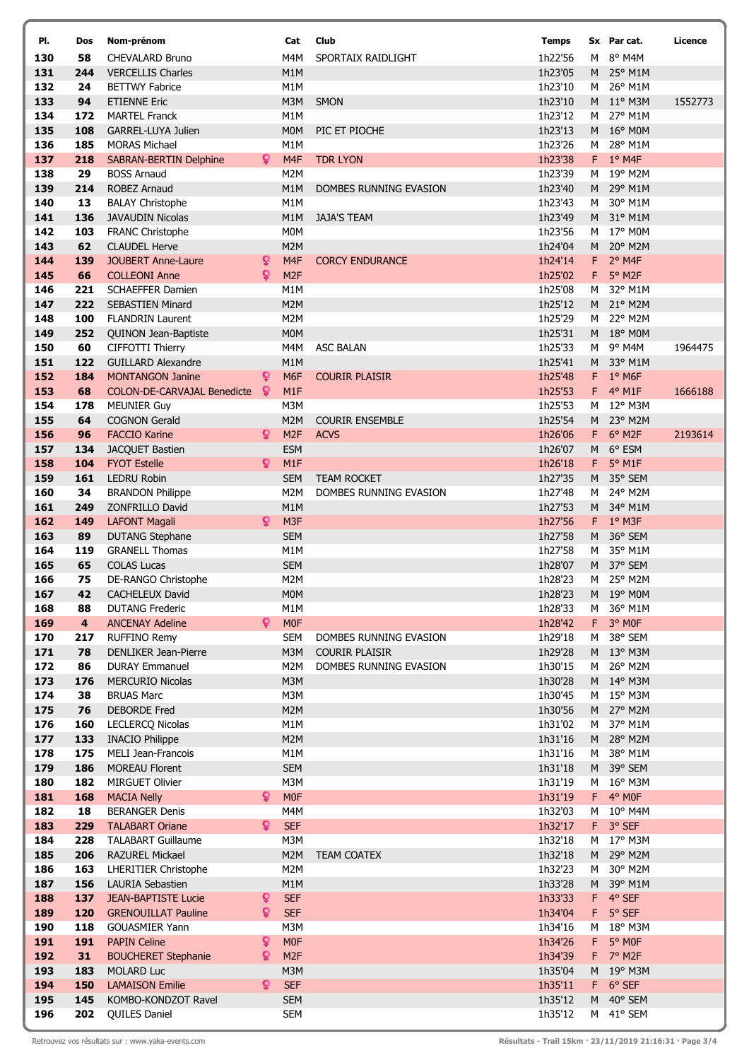| Pl. | Dos | Nom-prénom | Cat | Club | Temps | Sx | Par cat. | Licence |
|---|---|---|---|---|---|---|---|---|
| 130 | 58 | CHEVALARD Bruno | M4M | SPORTAIX RAIDLIGHT | 1h22'56 | M | 8° M4M | |
| 131 | 244 | VERCELLIS Charles | M1M | | 1h23'05 | M | 25° M1M | |
| 132 | 24 | BETTWY Fabrice | M1M | | 1h23'10 | M | 26° M1M | |
| 133 | 94 | ETIENNE Eric | M3M | SMON | 1h23'10 | M | 11° M3M | 1552773 |
| 134 | 172 | MARTEL Franck | M1M | | 1h23'12 | M | 27° M1M | |
| 135 | 108 | GARREL-LUYA Julien | M0M | PIC ET PIOCHE | 1h23'13 | M | 16° M0M | |
| 136 | 185 | MORAS Michael | M1M | | 1h23'26 | M | 28° M1M | |
| 137 | 218 | SABRAN-BERTIN Delphine | M4F | TDR LYON | 1h23'38 | F | 1° M4F | |
| 138 | 29 | BOSS Arnaud | M2M | | 1h23'39 | M | 19° M2M | |
| 139 | 214 | ROBEZ Arnaud | M1M | DOMBES RUNNING EVASION | 1h23'40 | M | 29° M1M | |
| 140 | 13 | BALAY Christophe | M1M | | 1h23'43 | M | 30° M1M | |
| 141 | 136 | JAVAUDIN Nicolas | M1M | JAJA'S TEAM | 1h23'49 | M | 31° M1M | |
| 142 | 103 | FRANC Christophe | M0M | | 1h23'56 | M | 17° M0M | |
| 143 | 62 | CLAUDEL Herve | M2M | | 1h24'04 | M | 20° M2M | |
| 144 | 139 | JOUBERT Anne-Laure | M4F | CORCY ENDURANCE | 1h24'14 | F | 2° M4F | |
| 145 | 66 | COLLEONI Anne | M2F | | 1h25'02 | F | 5° M2F | |
| 146 | 221 | SCHAEFFER Damien | M1M | | 1h25'08 | M | 32° M1M | |
| 147 | 222 | SEBASTIEN Minard | M2M | | 1h25'12 | M | 21° M2M | |
| 148 | 100 | FLANDRIN Laurent | M2M | | 1h25'29 | M | 22° M2M | |
| 149 | 252 | QUINON Jean-Baptiste | M0M | | 1h25'31 | M | 18° M0M | |
| 150 | 60 | CIFFOTTI Thierry | M4M | ASC BALAN | 1h25'33 | M | 9° M4M | 1964475 |
| 151 | 122 | GUILLARD Alexandre | M1M | | 1h25'41 | M | 33° M1M | |
| 152 | 184 | MONTANGON Janine | M6F | COURIR PLAISIR | 1h25'48 | F | 1° M6F | |
| 153 | 68 | COLON-DE-CARVAJAL Benedicte | M1F | | 1h25'53 | F | 4° M1F | 1666188 |
| 154 | 178 | MEUNIER Guy | M3M | | 1h25'53 | M | 12° M3M | |
| 155 | 64 | COGNON Gerald | M2M | COURIR ENSEMBLE | 1h25'54 | M | 23° M2M | |
| 156 | 96 | FACCIO Karine | M2F | ACVS | 1h26'06 | F | 6° M2F | 2193614 |
| 157 | 134 | JACQUET Bastien | ESM | | 1h26'07 | M | 6° ESM | |
| 158 | 104 | FYOT Estelle | M1F | | 1h26'18 | F | 5° M1F | |
| 159 | 161 | LEDRU Robin | SEM | TEAM ROCKET | 1h27'35 | M | 35° SEM | |
| 160 | 34 | BRANDON Philippe | M2M | DOMBES RUNNING EVASION | 1h27'48 | M | 24° M2M | |
| 161 | 249 | ZONFRILLO David | M1M | | 1h27'53 | M | 34° M1M | |
| 162 | 149 | LAFONT Magali | M3F | | 1h27'56 | F | 1° M3F | |
| 163 | 89 | DUTANG Stephane | SEM | | 1h27'58 | M | 36° SEM | |
| 164 | 119 | GRANELL Thomas | M1M | | 1h27'58 | M | 35° M1M | |
| 165 | 65 | COLAS Lucas | SEM | | 1h28'07 | M | 37° SEM | |
| 166 | 75 | DE-RANGO Christophe | M2M | | 1h28'23 | M | 25° M2M | |
| 167 | 42 | CACHELEUX David | M0M | | 1h28'23 | M | 19° M0M | |
| 168 | 88 | DUTANG Frederic | M1M | | 1h28'33 | M | 36° M1M | |
| 169 | 4 | ANCENAY Adeline | M0F | | 1h28'42 | F | 3° M0F | |
| 170 | 217 | RUFFINO Remy | SEM | DOMBES RUNNING EVASION | 1h29'18 | M | 38° SEM | |
| 171 | 78 | DENLIKER Jean-Pierre | M3M | COURIR PLAISIR | 1h29'28 | M | 13° M3M | |
| 172 | 86 | DURAY Emmanuel | M2M | DOMBES RUNNING EVASION | 1h30'15 | M | 26° M2M | |
| 173 | 176 | MERCURIO Nicolas | M3M | | 1h30'28 | M | 14° M3M | |
| 174 | 38 | BRUAS Marc | M3M | | 1h30'45 | M | 15° M3M | |
| 175 | 76 | DEBORDE Fred | M2M | | 1h30'56 | M | 27° M2M | |
| 176 | 160 | LECLERCQ Nicolas | M1M | | 1h31'02 | M | 37° M1M | |
| 177 | 133 | INACIO Philippe | M2M | | 1h31'16 | M | 28° M2M | |
| 178 | 175 | MELI Jean-Francois | M1M | | 1h31'16 | M | 38° M1M | |
| 179 | 186 | MOREAU Florent | SEM | | 1h31'18 | M | 39° SEM | |
| 180 | 182 | MIRGUET Olivier | M3M | | 1h31'19 | M | 16° M3M | |
| 181 | 168 | MACIA Nelly | M0F | | 1h31'19 | F | 4° M0F | |
| 182 | 18 | BERANGER Denis | M4M | | 1h32'03 | M | 10° M4M | |
| 183 | 229 | TALABART Oriane | SEF | | 1h32'17 | F | 3° SEF | |
| 184 | 228 | TALABART Guillaume | M3M | | 1h32'18 | M | 17° M3M | |
| 185 | 206 | RAZUREL Mickael | M2M | TEAM COATEX | 1h32'18 | M | 29° M2M | |
| 186 | 163 | LHERITIER Christophe | M2M | | 1h32'23 | M | 30° M2M | |
| 187 | 156 | LAURIA Sebastien | M1M | | 1h33'28 | M | 39° M1M | |
| 188 | 137 | JEAN-BAPTISTE Lucie | SEF | | 1h33'33 | F | 4° SEF | |
| 189 | 120 | GRENOUILLAT Pauline | SEF | | 1h34'04 | F | 5° SEF | |
| 190 | 118 | GOUASMIER Yann | M3M | | 1h34'16 | M | 18° M3M | |
| 191 | 191 | PAPIN Celine | M0F | | 1h34'26 | F | 5° M0F | |
| 192 | 31 | BOUCHERET Stephanie | M2F | | 1h34'39 | F | 7° M2F | |
| 193 | 183 | MOLARD Luc | M3M | | 1h35'04 | M | 19° M3M | |
| 194 | 150 | LAMAISON Emilie | SEF | | 1h35'11 | F | 6° SEF | |
| 195 | 145 | KOMBO-KONDZOT Ravel | SEM | | 1h35'12 | M | 40° SEM | |
| 196 | 202 | QUILES Daniel | SEM | | 1h35'12 | M | 41° SEM | |

Retrouvez vos résultats sur : www.yaka-events.com

Résultats - Trail 15km · 23/11/2019 21:16:31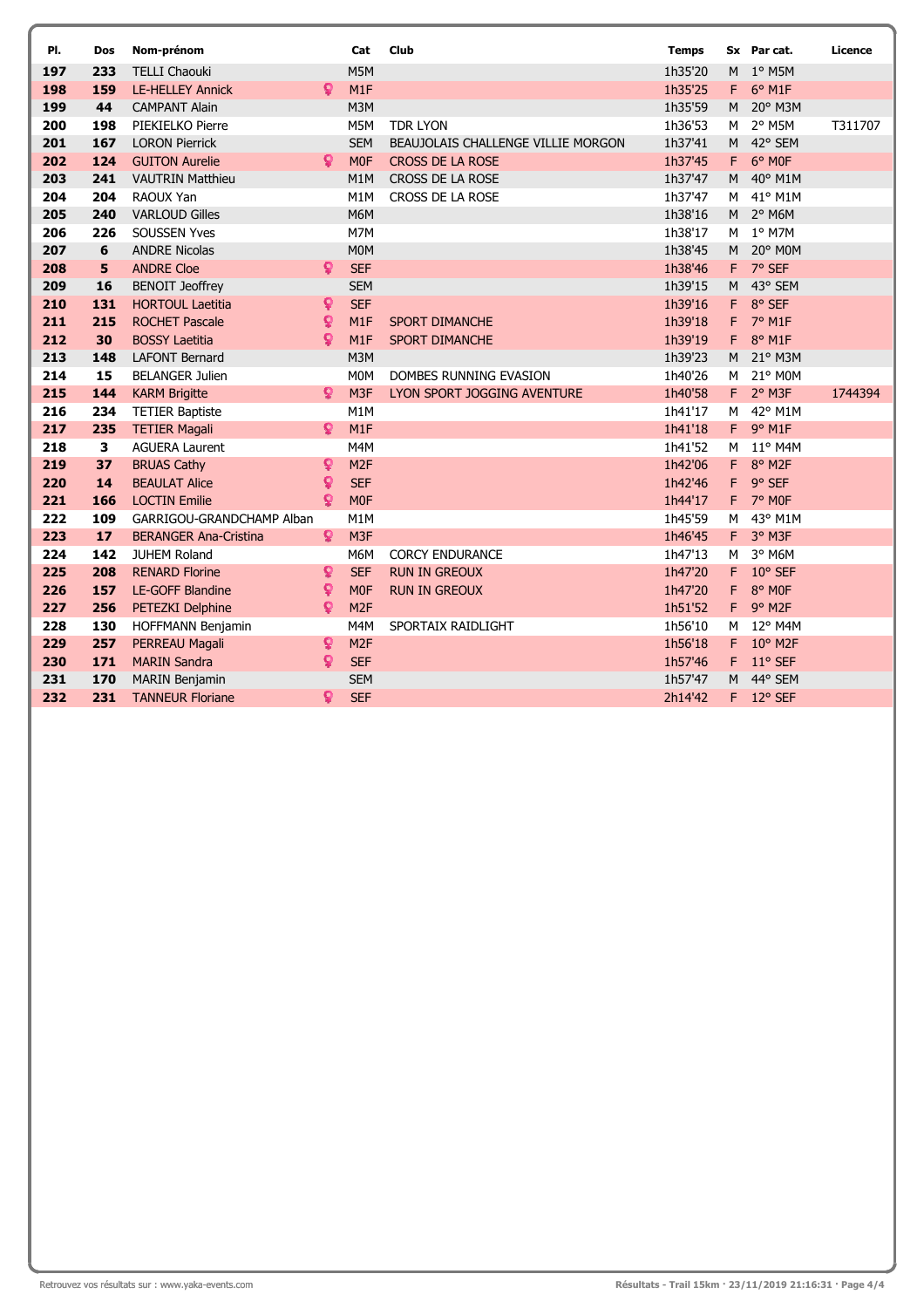| Pl. | Dos | Nom-prénom | Cat | Club | Temps | Sx | Par cat. | Licence |
|---|---|---|---|---|---|---|---|---|
| 197 | 233 | TELLI Chaouki | M5M | | 1h35'20 | M | 1° M5M | |
| 198 | 159 | LE-HELLEY Annick | M1F | | 1h35'25 | F | 6° M1F | |
| 199 | 44 | CAMPANT Alain | M3M | | 1h35'59 | M | 20° M3M | |
| 200 | 198 | PIEKIELKO Pierre | M5M | TDR LYON | 1h36'53 | M | 2° M5M | T311707 |
| 201 | 167 | LORON Pierrick | SEM | BEAUJOLAIS CHALLENGE VILLIE MORGON | 1h37'41 | M | 42° SEM | |
| 202 | 124 | GUITON Aurelie | M0F | CROSS DE LA ROSE | 1h37'45 | F | 6° M0F | |
| 203 | 241 | VAUTRIN Matthieu | M1M | CROSS DE LA ROSE | 1h37'47 | M | 40° M1M | |
| 204 | 204 | RAOUX Yan | M1M | CROSS DE LA ROSE | 1h37'47 | M | 41° M1M | |
| 205 | 240 | VARLOUD Gilles | M6M | | 1h38'16 | M | 2° M6M | |
| 206 | 226 | SOUSSEN Yves | M7M | | 1h38'17 | M | 1° M7M | |
| 207 | 6 | ANDRE Nicolas | M0M | | 1h38'45 | M | 20° M0M | |
| 208 | 5 | ANDRE Cloe | SEF | | 1h38'46 | F | 7° SEF | |
| 209 | 16 | BENOIT Jeoffrey | SEM | | 1h39'15 | M | 43° SEM | |
| 210 | 131 | HORTOUL Laetitia | SEF | | 1h39'16 | F | 8° SEF | |
| 211 | 215 | ROCHET Pascale | M1F | SPORT DIMANCHE | 1h39'18 | F | 7° M1F | |
| 212 | 30 | BOSSY Laetitia | M1F | SPORT DIMANCHE | 1h39'19 | F | 8° M1F | |
| 213 | 148 | LAFONT Bernard | M3M | | 1h39'23 | M | 21° M3M | |
| 214 | 15 | BELANGER Julien | M0M | DOMBES RUNNING EVASION | 1h40'26 | M | 21° M0M | |
| 215 | 144 | KARM Brigitte | M3F | LYON SPORT JOGGING AVENTURE | 1h40'58 | F | 2° M3F | 1744394 |
| 216 | 234 | TETIER Baptiste | M1M | | 1h41'17 | M | 42° M1M | |
| 217 | 235 | TETIER Magali | M1F | | 1h41'18 | F | 9° M1F | |
| 218 | 3 | AGUERA Laurent | M4M | | 1h41'52 | M | 11° M4M | |
| 219 | 37 | BRUAS Cathy | M2F | | 1h42'06 | F | 8° M2F | |
| 220 | 14 | BEAULAT Alice | SEF | | 1h42'46 | F | 9° SEF | |
| 221 | 166 | LOCTIN Emilie | M0F | | 1h44'17 | F | 7° M0F | |
| 222 | 109 | GARRIGOU-GRANDCHAMP Alban | M1M | | 1h45'59 | M | 43° M1M | |
| 223 | 17 | BERANGER Ana-Cristina | M3F | | 1h46'45 | F | 3° M3F | |
| 224 | 142 | JUHEM Roland | M6M | CORCY ENDURANCE | 1h47'13 | M | 3° M6M | |
| 225 | 208 | RENARD Florine | SEF | RUN IN GREOUX | 1h47'20 | F | 10° SEF | |
| 226 | 157 | LE-GOFF Blandine | M0F | RUN IN GREOUX | 1h47'20 | F | 8° M0F | |
| 227 | 256 | PETEZKI Delphine | M2F | | 1h51'52 | F | 9° M2F | |
| 228 | 130 | HOFFMANN Benjamin | M4M | SPORTAIX RAIDLIGHT | 1h56'10 | M | 12° M4M | |
| 229 | 257 | PERREAU Magali | M2F | | 1h56'18 | F | 10° M2F | |
| 230 | 171 | MARIN Sandra | SEF | | 1h57'46 | F | 11° SEF | |
| 231 | 170 | MARIN Benjamin | SEM | | 1h57'47 | M | 44° SEM | |
| 232 | 231 | TANNEUR Floriane | SEF | | 2h14'42 | F | 12° SEF | |

Retrouvez vos résultats sur : www.yaka-events.com

Résultats - Trail 15km · 23/11/2019 21:16:31